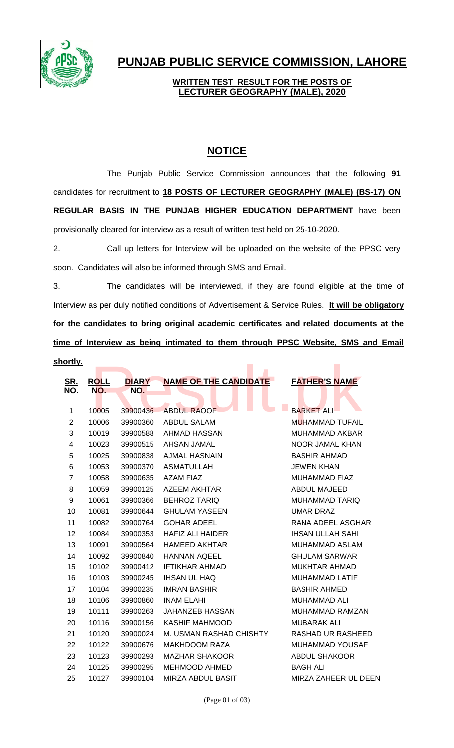# PUNJAB PUBLIC SERVICE COMMISSION, LAHORE

**WRITTEN TEST RESULT FOR THE POSTS OF LECTURER GEOGRAPHY (MALE), 2020**

## NOTICE

The Punjab Public Service Commission announces that the following **91** candidates for recruitment to **18 POSTS OF LECTURER GEOGRAPHY (MALE) (BS-17) ON REGULAR BASIS IN THE PUNJAB HIGHER EDUCATION DEPARTMENT** have been provisionally cleared for interview as a result of written test held on 25-10-2020.

2. Call up letters for Interview will be uploaded on the website of the PPSC very soon. Candidates will also be informed through SMS and Email.

3. The candidates will be interviewed, if they are found eligible at the time of Interview as per duly notified conditions of Advertisement & Service Rules. **It will be obligatory for the candidates to bring original academic certificates and related documents at the time of Interview as being intimated to them through PPSC Website, SMS and Email shortly.**

| SR. NO. | ROLL NO. | DIARY NO. | NAME OF THE CANDIDATE | FATHER'S NAME |
|---|---|---|---|---|
| 1 | 10005 | 39900436 | ABDUL RAOOF | BARKET ALI |
| 2 | 10006 | 39900360 | ABDUL SALAM | MUHAMMAD TUFAIL |
| 3 | 10019 | 39900588 | AHMAD HASSAN | MUHAMMAD AKBAR |
| 4 | 10023 | 39900515 | AHSAN JAMAL | NOOR JAMAL KHAN |
| 5 | 10025 | 39900838 | AJMAL HASNAIN | BASHIR AHMAD |
| 6 | 10053 | 39900370 | ASMATULLAH | JEWEN KHAN |
| 7 | 10058 | 39900635 | AZAM FIAZ | MUHAMMAD FIAZ |
| 8 | 10059 | 39900125 | AZEEM AKHTAR | ABDUL MAJEED |
| 9 | 10061 | 39900366 | BEHROZ TARIQ | MUHAMMAD TARIQ |
| 10 | 10081 | 39900644 | GHULAM YASEEN | UMAR DRAZ |
| 11 | 10082 | 39900764 | GOHAR ADEEL | RANA ADEEL ASGHAR |
| 12 | 10084 | 39900353 | HAFIZ ALI HAIDER | IHSAN ULLAH SAHI |
| 13 | 10091 | 39900564 | HAMEED AKHTAR | MUHAMMAD ASLAM |
| 14 | 10092 | 39900840 | HANNAN AQEEL | GHULAM SARWAR |
| 15 | 10102 | 39900412 | IFTIKHAR AHMAD | MUKHTAR AHMAD |
| 16 | 10103 | 39900245 | IHSAN UL HAQ | MUHAMMAD LATIF |
| 17 | 10104 | 39900235 | IMRAN BASHIR | BASHIR AHMED |
| 18 | 10106 | 39900860 | INAM ELAHI | MUHAMMAD ALI |
| 19 | 10111 | 39900263 | JAHANZEB HASSAN | MUHAMMAD RAMZAN |
| 20 | 10116 | 39900156 | KASHIF MAHMOOD | MUBARAK ALI |
| 21 | 10120 | 39900024 | M. USMAN RASHAD CHISHTY | RASHAD UR RASHEED |
| 22 | 10122 | 39900676 | MAKHDOOM RAZA | MUHAMMAD YOUSAF |
| 23 | 10123 | 39900293 | MAZHAR SHAKOOR | ABDUL SHAKOOR |
| 24 | 10125 | 39900295 | MEHMOOD AHMED | BAGH ALI |
| 25 | 10127 | 39900104 | MIRZA ABDUL BASIT | MIRZA ZAHEER UL DEEN |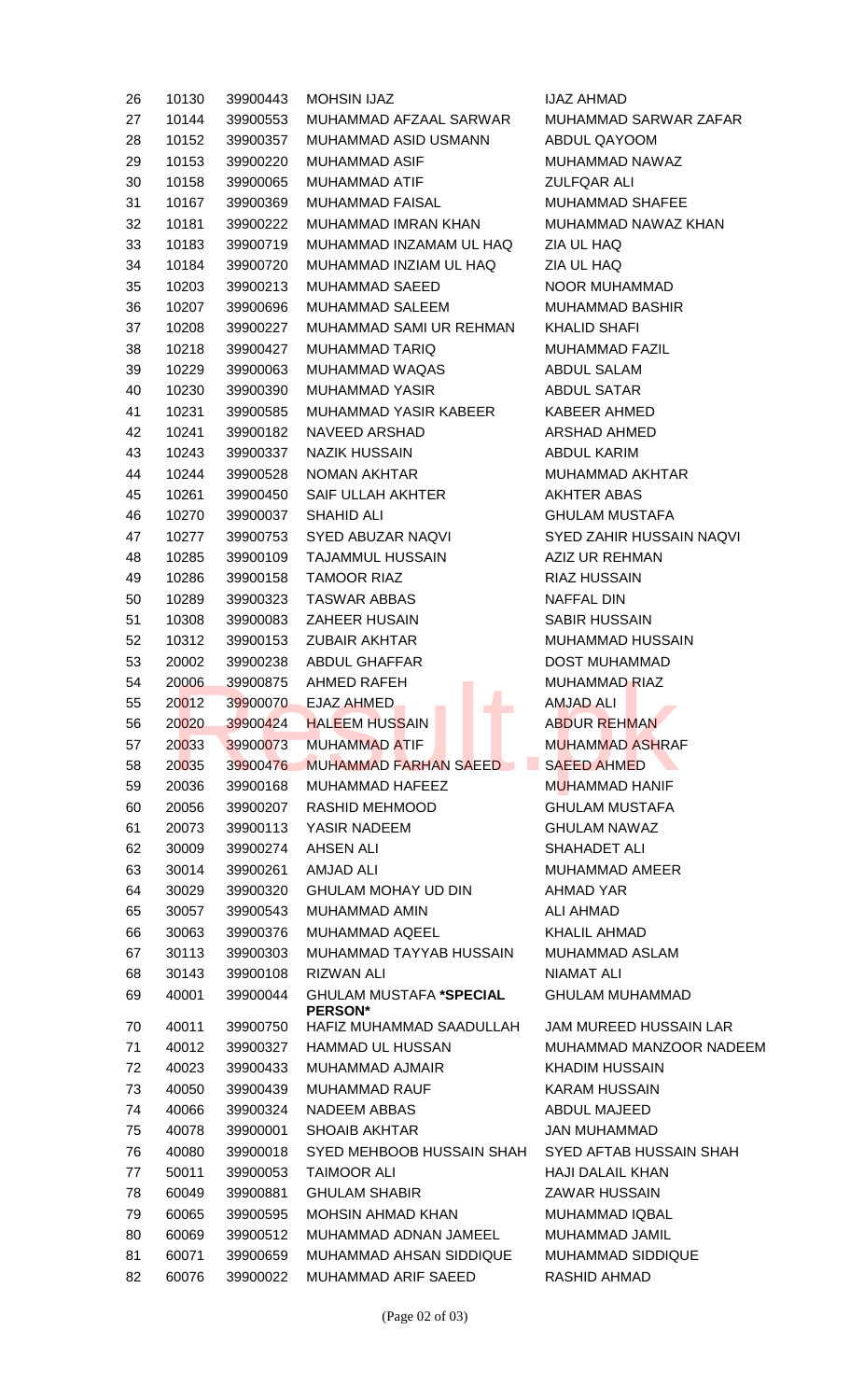| | | | | |
|---|---|---|---|---|
| 26 | 10130 | 39900443 | MOHSIN IJAZ | IJAZ AHMAD |
| 27 | 10144 | 39900553 | MUHAMMAD AFZAAL SARWAR | MUHAMMAD SARWAR ZAFAR |
| 28 | 10152 | 39900357 | MUHAMMAD ASID USMANN | ABDUL QAYOOM |
| 29 | 10153 | 39900220 | MUHAMMAD ASIF | MUHAMMAD NAWAZ |
| 30 | 10158 | 39900065 | MUHAMMAD ATIF | ZULFQAR ALI |
| 31 | 10167 | 39900369 | MUHAMMAD FAISAL | MUHAMMAD SHAFEE |
| 32 | 10181 | 39900222 | MUHAMMAD IMRAN KHAN | MUHAMMAD NAWAZ KHAN |
| 33 | 10183 | 39900719 | MUHAMMAD INZAMAM UL HAQ | ZIA UL HAQ |
| 34 | 10184 | 39900720 | MUHAMMAD INZIAM UL HAQ | ZIA UL HAQ |
| 35 | 10203 | 39900213 | MUHAMMAD SAEED | NOOR MUHAMMAD |
| 36 | 10207 | 39900696 | MUHAMMAD SALEEM | MUHAMMAD BASHIR |
| 37 | 10208 | 39900227 | MUHAMMAD SAMI UR REHMAN | KHALID SHAFI |
| 38 | 10218 | 39900427 | MUHAMMAD TARIQ | MUHAMMAD FAZIL |
| 39 | 10229 | 39900063 | MUHAMMAD WAQAS | ABDUL SALAM |
| 40 | 10230 | 39900390 | MUHAMMAD YASIR | ABDUL SATAR |
| 41 | 10231 | 39900585 | MUHAMMAD YASIR KABEER | KABEER AHMED |
| 42 | 10241 | 39900182 | NAVEED ARSHAD | ARSHAD AHMED |
| 43 | 10243 | 39900337 | NAZIK HUSSAIN | ABDUL KARIM |
| 44 | 10244 | 39900528 | NOMAN AKHTAR | MUHAMMAD AKHTAR |
| 45 | 10261 | 39900450 | SAIF ULLAH AKHTER | AKHTER ABAS |
| 46 | 10270 | 39900037 | SHAHID ALI | GHULAM MUSTAFA |
| 47 | 10277 | 39900753 | SYED ABUZAR NAQVI | SYED ZAHIR HUSSAIN NAQVI |
| 48 | 10285 | 39900109 | TAJAMMUL HUSSAIN | AZIZ UR REHMAN |
| 49 | 10286 | 39900158 | TAMOOR RIAZ | RIAZ HUSSAIN |
| 50 | 10289 | 39900323 | TASWAR ABBAS | NAFFAL DIN |
| 51 | 10308 | 39900083 | ZAHEER HUSAIN | SABIR HUSSAIN |
| 52 | 10312 | 39900153 | ZUBAIR AKHTAR | MUHAMMAD HUSSAIN |
| 53 | 20002 | 39900238 | ABDUL GHAFFAR | DOST MUHAMMAD |
| 54 | 20006 | 39900875 | AHMED RAFEH | MUHAMMAD RIAZ |
| 55 | 20012 | 39900070 | EJAZ AHMED | AMJAD ALI |
| 56 | 20020 | 39900424 | HALEEM HUSSAIN | ABDUR REHMAN |
| 57 | 20033 | 39900073 | MUHAMMAD ATIF | MUHAMMAD ASHRAF |
| 58 | 20035 | 39900476 | MUHAMMAD FARHAN SAEED | SAEED AHMED |
| 59 | 20036 | 39900168 | MUHAMMAD HAFEEZ | MUHAMMAD HANIF |
| 60 | 20056 | 39900207 | RASHID MEHMOOD | GHULAM MUSTAFA |
| 61 | 20073 | 39900113 | YASIR NADEEM | GHULAM NAWAZ |
| 62 | 30009 | 39900274 | AHSEN ALI | SHAHADET ALI |
| 63 | 30014 | 39900261 | AMJAD ALI | MUHAMMAD AMEER |
| 64 | 30029 | 39900320 | GHULAM MOHAY UD DIN | AHMAD YAR |
| 65 | 30057 | 39900543 | MUHAMMAD AMIN | ALI AHMAD |
| 66 | 30063 | 39900376 | MUHAMMAD AQEEL | KHALIL AHMAD |
| 67 | 30113 | 39900303 | MUHAMMAD TAYYAB HUSSAIN | MUHAMMAD ASLAM |
| 68 | 30143 | 39900108 | RIZWAN ALI | NIAMAT ALI |
| 69 | 40001 | 39900044 | GHULAM MUSTAFA **\*SPECIAL PERSON\*** | GHULAM MUHAMMAD |
| 70 | 40011 | 39900750 | HAFIZ MUHAMMAD SAADULLAH | JAM MUREED HUSSAIN LAR |
| 71 | 40012 | 39900327 | HAMMAD UL HUSSAN | MUHAMMAD MANZOOR NADEEM |
| 72 | 40023 | 39900433 | MUHAMMAD AJMAIR | KHADIM HUSSAIN |
| 73 | 40050 | 39900439 | MUHAMMAD RAUF | KARAM HUSSAIN |
| 74 | 40066 | 39900324 | NADEEM ABBAS | ABDUL MAJEED |
| 75 | 40078 | 39900001 | SHOAIB AKHTAR | JAN MUHAMMAD |
| 76 | 40080 | 39900018 | SYED MEHBOOB HUSSAIN SHAH | SYED AFTAB HUSSAIN SHAH |
| 77 | 50011 | 39900053 | TAIMOOR ALI | HAJI DALAIL KHAN |
| 78 | 60049 | 39900881 | GHULAM SHABIR | ZAWAR HUSSAIN |
| 79 | 60065 | 39900595 | MOHSIN AHMAD KHAN | MUHAMMAD IQBAL |
| 80 | 60069 | 39900512 | MUHAMMAD ADNAN JAMEEL | MUHAMMAD JAMIL |
| 81 | 60071 | 39900659 | MUHAMMAD AHSAN SIDDIQUE | MUHAMMAD SIDDIQUE |
| 82 | 60076 | 39900022 | MUHAMMAD ARIF SAEED | RASHID AHMAD |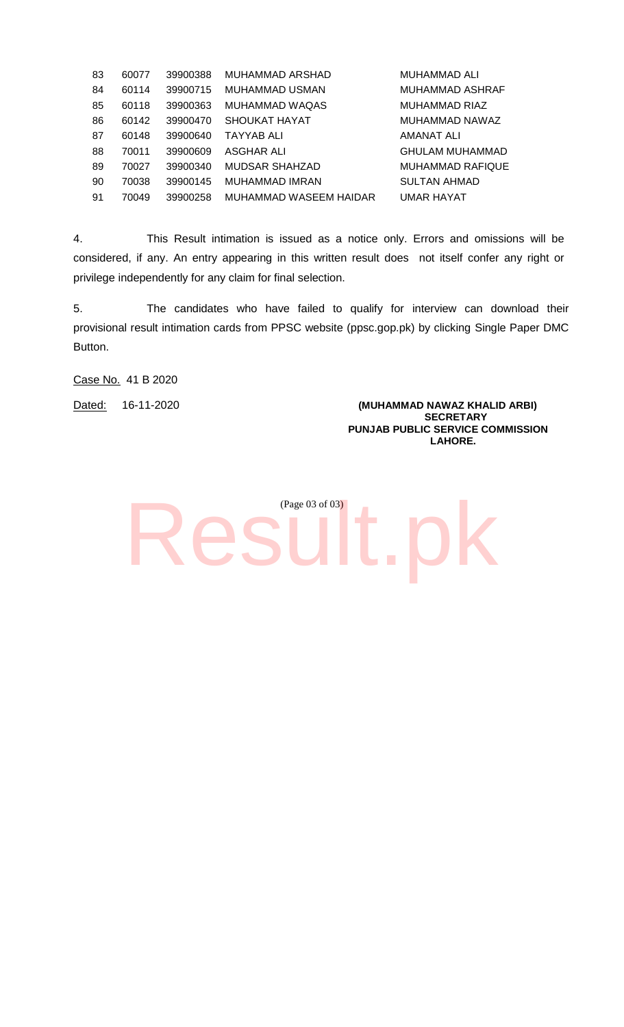| | | | | |
|---|---|---|---|---|
| 83 | 60077 | 39900388 | MUHAMMAD ARSHAD | MUHAMMAD ALI |
| 84 | 60114 | 39900715 | MUHAMMAD USMAN | MUHAMMAD ASHRAF |
| 85 | 60118 | 39900363 | MUHAMMAD WAQAS | MUHAMMAD RIAZ |
| 86 | 60142 | 39900470 | SHOUKAT HAYAT | MUHAMMAD NAWAZ |
| 87 | 60148 | 39900640 | TAYYAB ALI | AMANAT ALI |
| 88 | 70011 | 39900609 | ASGHAR ALI | GHULAM MUHAMMAD |
| 89 | 70027 | 39900340 | MUDSAR SHAHZAD | MUHAMMAD RAFIQUE |
| 90 | 70038 | 39900145 | MUHAMMAD IMRAN | SULTAN AHMAD |
| 91 | 70049 | 39900258 | MUHAMMAD WASEEM HAIDAR | UMAR HAYAT |

4. This Result intimation is issued as a notice only. Errors and omissions will be considered, if any. An entry appearing in this written result does not itself confer any right or privilege independently for any claim for final selection.

5. The candidates who have failed to qualify for interview can download their provisional result intimation cards from PPSC website (ppsc.gop.pk) by clicking Single Paper DMC Button.

Case No. 41 B 2020

Dated: 16-11-2020

**(MUHAMMAD NAWAZ KHALID ARBI)**
**SECRETARY**
**PUNJAB PUBLIC SERVICE COMMISSION**
**LAHORE.**